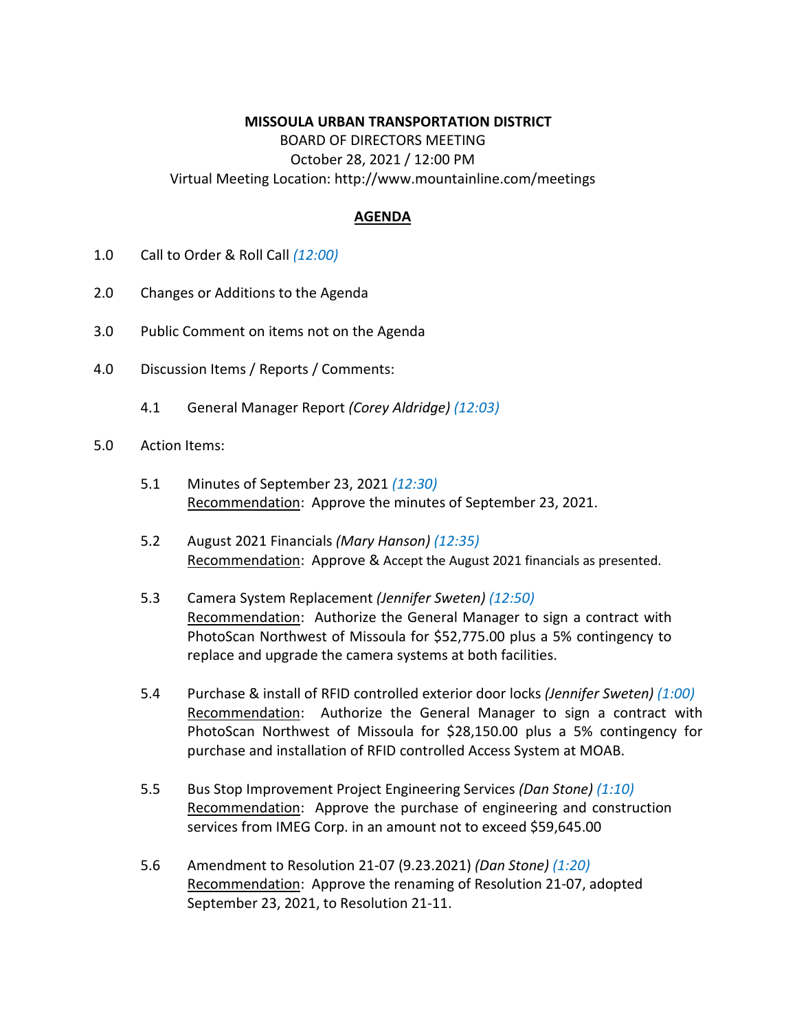**MISSOULA URBAN TRANSPORTATION DISTRICT**

BOARD OF DIRECTORS MEETING

October 28, 2021 / 12:00 PM

Virtual Meeting Location: http://www.mountainline.com/meetings

**AGENDA**

1.0 Call to Order & Roll Call *(12:00)*

2.0 Changes or Additions to the Agenda

3.0 Public Comment on items not on the Agenda

4.0 Discussion Items / Reports / Comments:

4.1 General Manager Report *(Corey Aldridge)* *(12:03)*

5.0 Action Items:

5.1 Minutes of September 23, 2021 *(12:30)*
Recommendation: Approve the minutes of September 23, 2021.

5.2 August 2021 Financials *(Mary Hanson)* *(12:35)*
Recommendation: Approve & Accept the August 2021 financials as presented.

5.3 Camera System Replacement *(Jennifer Sweten)* *(12:50)*
Recommendation: Authorize the General Manager to sign a contract with PhotoScan Northwest of Missoula for $52,775.00 plus a 5% contingency to replace and upgrade the camera systems at both facilities.

5.4 Purchase & install of RFID controlled exterior door locks *(Jennifer Sweten)* *(1:00)*
Recommendation: Authorize the General Manager to sign a contract with PhotoScan Northwest of Missoula for $28,150.00 plus a 5% contingency for purchase and installation of RFID controlled Access System at MOAB.

5.5 Bus Stop Improvement Project Engineering Services *(Dan Stone)* *(1:10)*
Recommendation: Approve the purchase of engineering and construction services from IMEG Corp. in an amount not to exceed $59,645.00

5.6 Amendment to Resolution 21-07 (9.23.2021) *(Dan Stone)* *(1:20)*
Recommendation: Approve the renaming of Resolution 21-07, adopted September 23, 2021, to Resolution 21-11.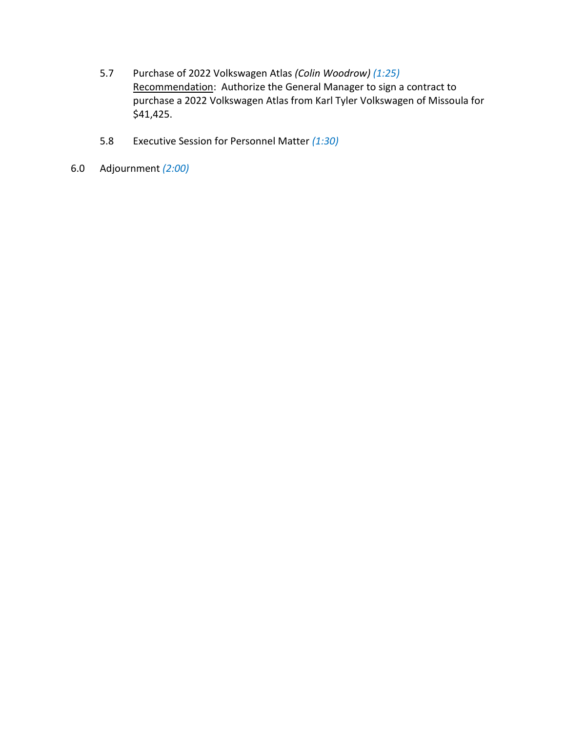5.7 Purchase of 2022 Volkswagen Atlas *(Colin Woodrow)* *(1:25)*
Recommendation: Authorize the General Manager to sign a contract to purchase a 2022 Volkswagen Atlas from Karl Tyler Volkswagen of Missoula for $41,425.

5.8 Executive Session for Personnel Matter *(1:30)*

6.0 Adjournment *(2:00)*